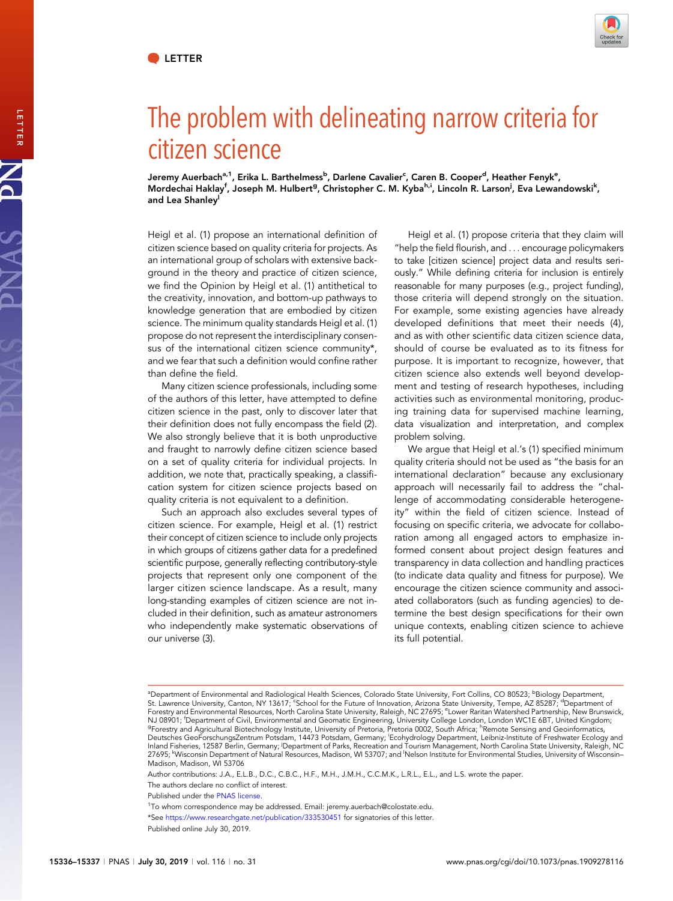LETTER

# The problem with delineating narrow criteria for citizen science

Jeremy Auerbach[a,1], Erika L. Barthelmess[b], Darlene Cavalier[c], Caren B. Cooper[d], Heather Fenyk[e], Mordechai Haklay[f], Joseph M. Hulbert[g], Christopher C. M. Kyba[h,i], Lincoln R. Larson[j], Eva Lewandowski[k], and Lea Shanley[l]

Heigl et al. (1) propose an international definition of citizen science based on quality criteria for projects. As an international group of scholars with extensive background in the theory and practice of citizen science, we find the Opinion by Heigl et al. (1) antithetical to the creativity, innovation, and bottom-up pathways to knowledge generation that are embodied by citizen science. The minimum quality standards Heigl et al. (1) propose do not represent the interdisciplinary consensus of the international citizen science community*, and we fear that such a definition would confine rather than define the field.

Many citizen science professionals, including some of the authors of this letter, have attempted to define citizen science in the past, only to discover later that their definition does not fully encompass the field (2). We also strongly believe that it is both unproductive and fraught to narrowly define citizen science based on a set of quality criteria for individual projects. In addition, we note that, practically speaking, a classification system for citizen science projects based on quality criteria is not equivalent to a definition.

Such an approach also excludes several types of citizen science. For example, Heigl et al. (1) restrict their concept of citizen science to include only projects in which groups of citizens gather data for a predefined scientific purpose, generally reflecting contributory-style projects that represent only one component of the larger citizen science landscape. As a result, many long-standing examples of citizen science are not included in their definition, such as amateur astronomers who independently make systematic observations of our universe (3).

Heigl et al. (1) propose criteria that they claim will "help the field flourish, and . . . encourage policymakers to take [citizen science] project data and results seriously." While defining criteria for inclusion is entirely reasonable for many purposes (e.g., project funding), those criteria will depend strongly on the situation. For example, some existing agencies have already developed definitions that meet their needs (4), and as with other scientific data citizen science data, should of course be evaluated as to its fitness for purpose. It is important to recognize, however, that citizen science also extends well beyond development and testing of research hypotheses, including activities such as environmental monitoring, producing training data for supervised machine learning, data visualization and interpretation, and complex problem solving.

We argue that Heigl et al.'s (1) specified minimum quality criteria should not be used as "the basis for an international declaration" because any exclusionary approach will necessarily fail to address the "challenge of accommodating considerable heterogeneity" within the field of citizen science. Instead of focusing on specific criteria, we advocate for collaboration among all engaged actors to emphasize informed consent about project design features and transparency in data collection and handling practices (to indicate data quality and fitness for purpose). We encourage the citizen science community and associated collaborators (such as funding agencies) to determine the best design specifications for their own unique contexts, enabling citizen science to achieve its full potential.

[a]Department of Environmental and Radiological Health Sciences, Colorado State University, Fort Collins, CO 80523; [b]Biology Department, St. Lawrence University, Canton, NY 13617; [c]School for the Future of Innovation, Arizona State University, Tempe, AZ 85287; [d]Department of Forestry and Environmental Resources, North Carolina State University, Raleigh, NC 27695; [e]Lower Raritan Watershed Partnership, New Brunswick, NJ 08901; [f]Department of Civil, Environmental and Geomatic Engineering, University College London, London WC1E 6BT, United Kingdom; [g]Forestry and Agricultural Biotechnology Institute, University of Pretoria, Pretoria 0002, South Africa; [h]Remote Sensing and Geoinformatics, Deutsches GeoForschungsZentrum Potsdam, 14473 Potsdam, Germany; [i]Ecohydrology Department, Leibniz-Institute of Freshwater Ecology and Inland Fisheries, 12587 Berlin, Germany; [j]Department of Parks, Recreation and Tourism Management, North Carolina State University, Raleigh, NC 27695; [k]Wisconsin Department of Natural Resources, Madison, WI 53707; and [l]Nelson Institute for Environmental Studies, University of Wisconsin–Madison, Madison, WI 53706

Author contributions: J.A., E.L.B., D.C., C.B.C., H.F., M.H., J.M.H., C.C.M.K., L.R.L., E.L., and L.S. wrote the paper.

The authors declare no conflict of interest.

Published under the PNAS license.

[1]To whom correspondence may be addressed. Email: jeremy.auerbach@colostate.edu.

*See https://www.researchgate.net/publication/333530451 for signatories of this letter.

Published online July 30, 2019.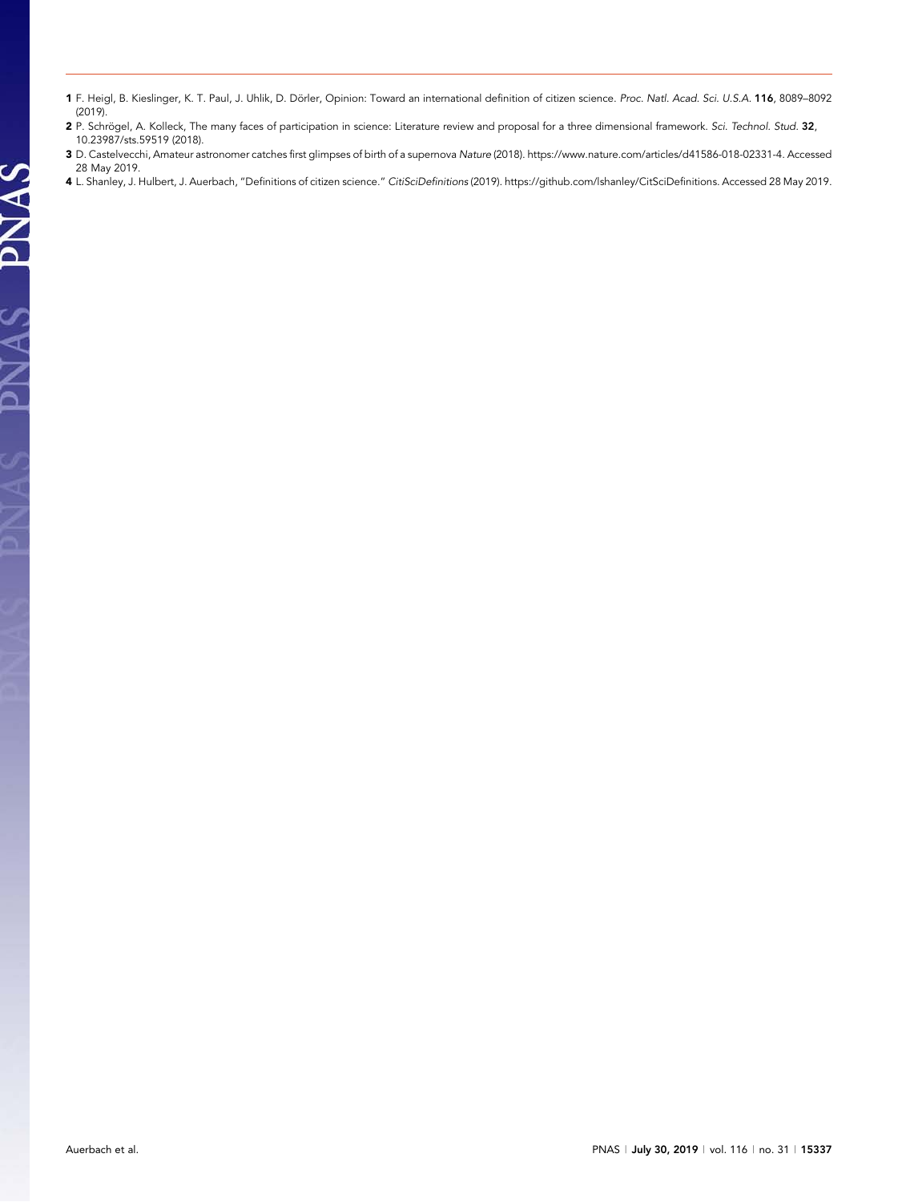1 F. Heigl, B. Kieslinger, K. T. Paul, J. Uhlik, D. Dörler, Opinion: Toward an international definition of citizen science. *Proc. Natl. Acad. Sci. U.S.A.* **116**, 8089–8092 (2019).

2 P. Schrögel, A. Kolleck, The many faces of participation in science: Literature review and proposal for a three dimensional framework. *Sci. Technol. Stud.* **32**, 10.23987/sts.59519 (2018).

3 D. Castelvecchi, Amateur astronomer catches first glimpses of birth of a supernova *Nature* (2018). https://www.nature.com/articles/d41586-018-02331-4. Accessed 28 May 2019.

4 L. Shanley, J. Hulbert, J. Auerbach, "Definitions of citizen science." *CitiSciDefinitions* (2019). https://github.com/lshanley/CitSciDefinitions. Accessed 28 May 2019.